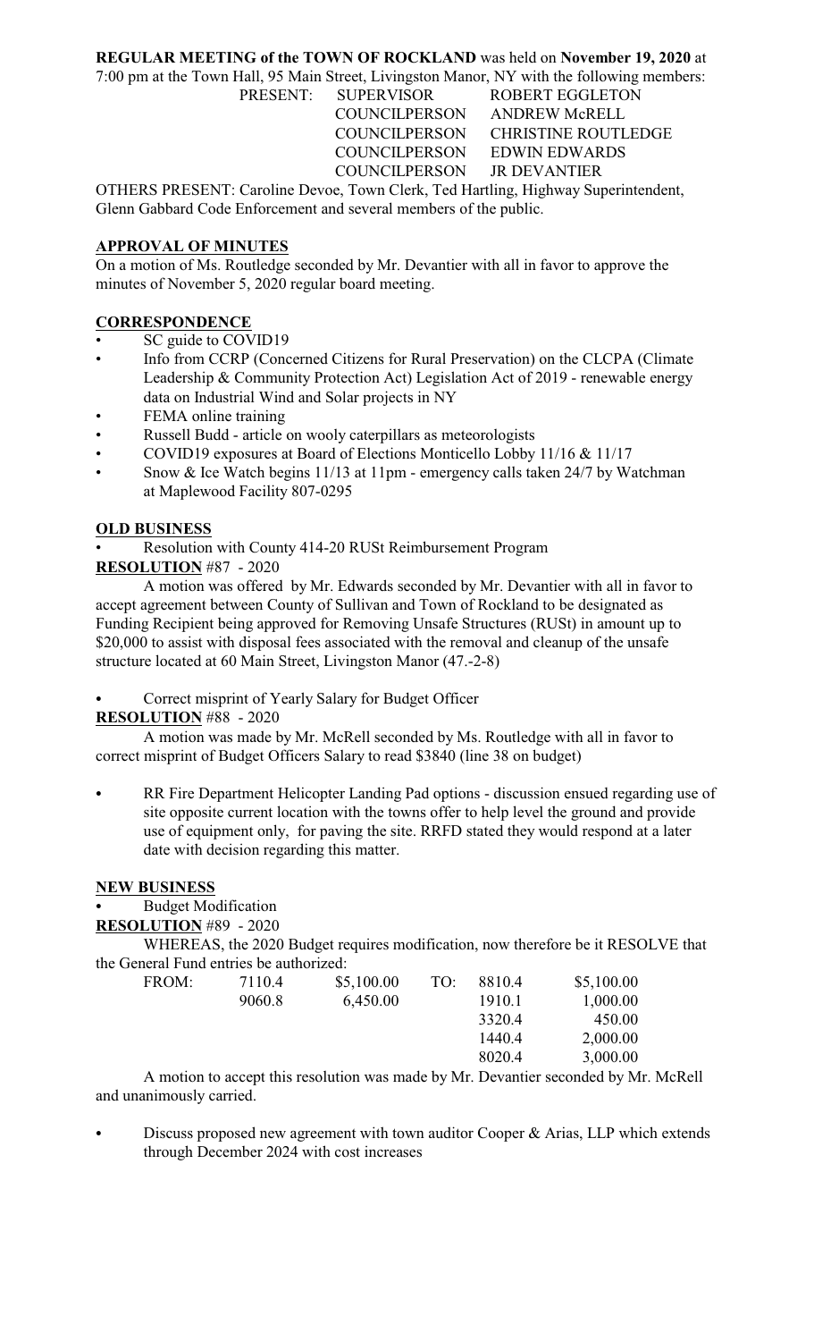**REGULAR MEETING of the TOWN OF ROCKLAND** was held on **November 19, 2020** at 7:00 pm at the Town Hall, 95 Main Street, Livingston Manor, NY with the following members:

| | | |
|---|---|---|
| PRESENT: | SUPERVISOR | ROBERT EGGLETON |
| | COUNCILPERSON | ANDREW McRELL |
| | COUNCILPERSON | CHRISTINE ROUTLEDGE |
| | COUNCILPERSON | EDWIN EDWARDS |
| | COUNCILPERSON | JR DEVANTIER |

OTHERS PRESENT: Caroline Devoe, Town Clerk, Ted Hartling, Highway Superintendent, Glenn Gabbard Code Enforcement and several members of the public.

**APPROVAL OF MINUTES**

On a motion of Ms. Routledge seconded by Mr. Devantier with all in favor to approve the minutes of November 5, 2020 regular board meeting.

**CORRESPONDENCE**

- SC guide to COVID19
- Info from CCRP (Concerned Citizens for Rural Preservation) on the CLCPA (Climate Leadership & Community Protection Act) Legislation Act of 2019 - renewable energy data on Industrial Wind and Solar projects in NY
- FEMA online training
- Russell Budd - article on wooly caterpillars as meteorologists
- COVID19 exposures at Board of Elections Monticello Lobby 11/16 & 11/17
- Snow & Ice Watch begins 11/13 at 11pm - emergency calls taken 24/7 by Watchman at Maplewood Facility 807-0295

**OLD BUSINESS**

- Resolution with County 414-20 RUSt Reimbursement Program

**RESOLUTION** #87 - 2020

A motion was offered by Mr. Edwards seconded by Mr. Devantier with all in favor to accept agreement between County of Sullivan and Town of Rockland to be designated as Funding Recipient being approved for Removing Unsafe Structures (RUSt) in amount up to $20,000 to assist with disposal fees associated with the removal and cleanup of the unsafe structure located at 60 Main Street, Livingston Manor (47.-2-8)

- Correct misprint of Yearly Salary for Budget Officer

**RESOLUTION** #88 - 2020

A motion was made by Mr. McRell seconded by Ms. Routledge with all in favor to correct misprint of Budget Officers Salary to read $3840 (line 38 on budget)

- RR Fire Department Helicopter Landing Pad options - discussion ensued regarding use of site opposite current location with the towns offer to help level the ground and provide use of equipment only, for paving the site. RRFD stated they would respond at a later date with decision regarding this matter.

**NEW BUSINESS**

- Budget Modification

**RESOLUTION** #89 - 2020

WHEREAS, the 2020 Budget requires modification, now therefore be it RESOLVE that the General Fund entries be authorized:

| | | | | | |
|---|---|---|---|---|---|
| FROM: | 7110.4 | $5,100.00 | TO: | 8810.4 | $5,100.00 |
| | 9060.8 | 6,450.00 | | 1910.1 | 1,000.00 |
| | | | | 3320.4 | 450.00 |
| | | | | 1440.4 | 2,000.00 |
| | | | | 8020.4 | 3,000.00 |

A motion to accept this resolution was made by Mr. Devantier seconded by Mr. McRell and unanimously carried.

- Discuss proposed new agreement with town auditor Cooper & Arias, LLP which extends through December 2024 with cost increases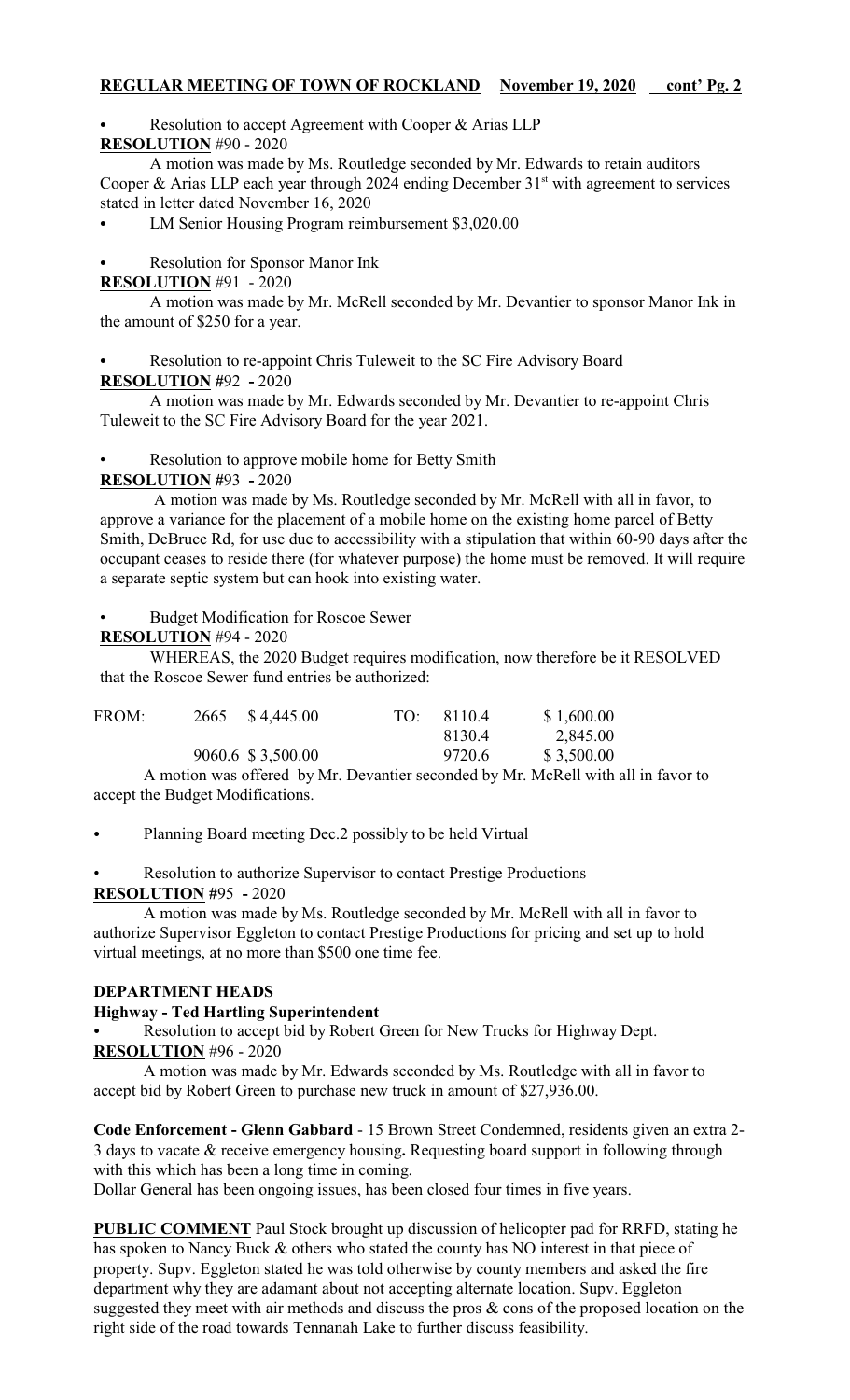**REGULAR MEETING OF TOWN OF ROCKLAND November 19, 2020 cont' Pg. 2**

- Resolution to accept Agreement with Cooper & Arias LLP

**RESOLUTION** #90 - 2020

A motion was made by Ms. Routledge seconded by Mr. Edwards to retain auditors Cooper & Arias LLP each year through 2024 ending December 31st with agreement to services stated in letter dated November 16, 2020

- LM Senior Housing Program reimbursement $3,020.00

- Resolution for Sponsor Manor Ink

**RESOLUTION** #91 - 2020

A motion was made by Mr. McRell seconded by Mr. Devantier to sponsor Manor Ink in the amount of $250 for a year.

- Resolution to re-appoint Chris Tuleweit to the SC Fire Advisory Board

**RESOLUTION #**92 **-** 2020

A motion was made by Mr. Edwards seconded by Mr. Devantier to re-appoint Chris Tuleweit to the SC Fire Advisory Board for the year 2021.

- Resolution to approve mobile home for Betty Smith

**RESOLUTION #**93 **-** 2020

A motion was made by Ms. Routledge seconded by Mr. McRell with all in favor, to approve a variance for the placement of a mobile home on the existing home parcel of Betty Smith, DeBruce Rd, for use due to accessibility with a stipulation that within 60-90 days after the occupant ceases to reside there (for whatever purpose) the home must be removed. It will require a separate septic system but can hook into existing water.

- Budget Modification for Roscoe Sewer

**RESOLUTION** #94 - 2020

WHEREAS, the 2020 Budget requires modification, now therefore be it RESOLVED that the Roscoe Sewer fund entries be authorized:

| | | | | |
|---|---|---|---|---|
| FROM: | 2665 | $ 4,445.00 | TO: 8110.4 | $ 1,600.00 |
| | | | 8130.4 | 2,845.00 |
| | 9060.6 | $ 3,500.00 | 9720.6 | $ 3,500.00 |

A motion was offered by Mr. Devantier seconded by Mr. McRell with all in favor to accept the Budget Modifications.

- Planning Board meeting Dec.2 possibly to be held Virtual

- Resolution to authorize Supervisor to contact Prestige Productions

**RESOLUTION #**95 **-** 2020

A motion was made by Ms. Routledge seconded by Mr. McRell with all in favor to authorize Supervisor Eggleton to contact Prestige Productions for pricing and set up to hold virtual meetings, at no more than $500 one time fee.

**DEPARTMENT HEADS**

**Highway - Ted Hartling Superintendent**

- Resolution to accept bid by Robert Green for New Trucks for Highway Dept.

**RESOLUTION** #96 - 2020

A motion was made by Mr. Edwards seconded by Ms. Routledge with all in favor to accept bid by Robert Green to purchase new truck in amount of $27,936.00.

**Code Enforcement - Glenn Gabbard** - 15 Brown Street Condemned, residents given an extra 2-3 days to vacate & receive emergency housing**.** Requesting board support in following through with this which has been a long time in coming.

Dollar General has been ongoing issues, has been closed four times in five years.

**PUBLIC COMMENT** Paul Stock brought up discussion of helicopter pad for RRFD, stating he has spoken to Nancy Buck & others who stated the county has NO interest in that piece of property. Supv. Eggleton stated he was told otherwise by county members and asked the fire department why they are adamant about not accepting alternate location. Supv. Eggleton suggested they meet with air methods and discuss the pros & cons of the proposed location on the right side of the road towards Tennanah Lake to further discuss feasibility.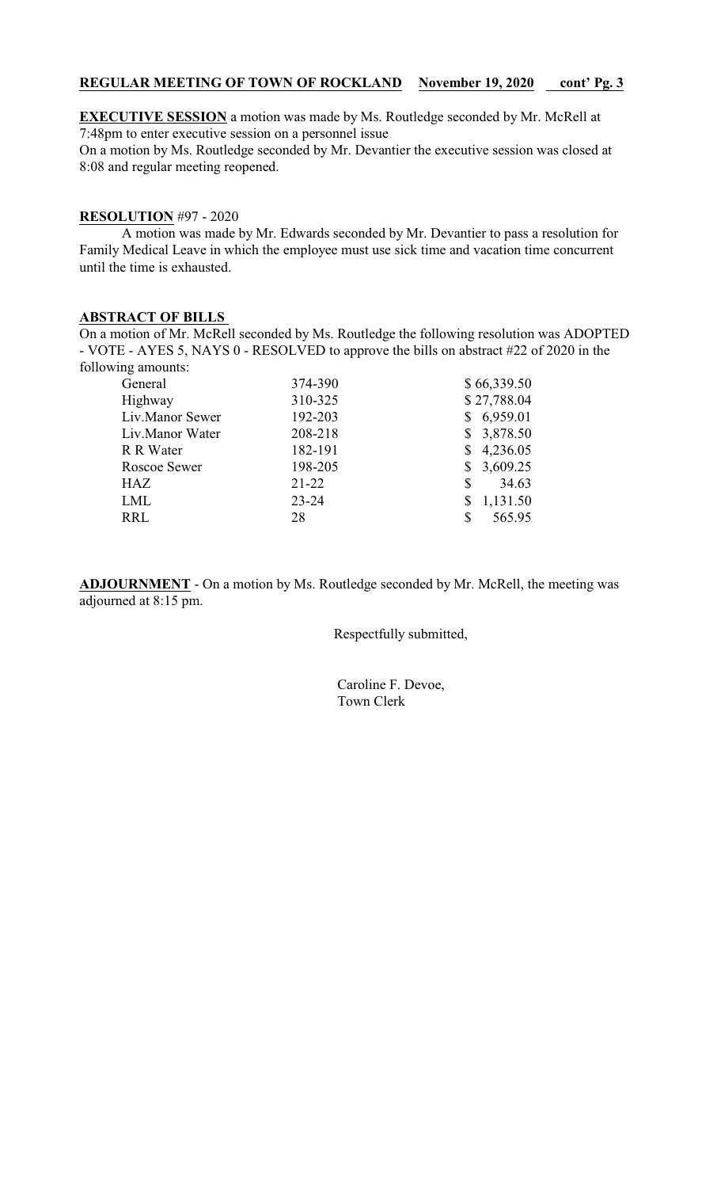**REGULAR MEETING OF TOWN OF ROCKLAND November 19, 2020 cont' Pg. 3**

**EXECUTIVE SESSION** a motion was made by Ms. Routledge seconded by Mr. McRell at 7:48pm to enter executive session on a personnel issue

On a motion by Ms. Routledge seconded by Mr. Devantier the executive session was closed at 8:08 and regular meeting reopened.

**RESOLUTION** #97 - 2020

A motion was made by Mr. Edwards seconded by Mr. Devantier to pass a resolution for Family Medical Leave in which the employee must use sick time and vacation time concurrent until the time is exhausted.

**ABSTRACT OF BILLS**

On a motion of Mr. McRell seconded by Ms. Routledge the following resolution was ADOPTED - VOTE - AYES 5, NAYS 0 - RESOLVED to approve the bills on abstract #22 of 2020 in the following amounts:

| | | |
|---|---|---|
| General | 374-390 | $ 66,339.50 |
| Highway | 310-325 | $ 27,788.04 |
| Liv.Manor Sewer | 192-203 | $ 6,959.01 |
| Liv.Manor Water | 208-218 | $ 3,878.50 |
| R R Water | 182-191 | $ 4,236.05 |
| Roscoe Sewer | 198-205 | $ 3,609.25 |
| HAZ | 21-22 | $ 34.63 |
| LML | 23-24 | $ 1,131.50 |
| RRL | 28 | $ 565.95 |

**ADJOURNMENT** - On a motion by Ms. Routledge seconded by Mr. McRell, the meeting was adjourned at 8:15 pm.

Respectfully submitted,

Caroline F. Devoe,
Town Clerk